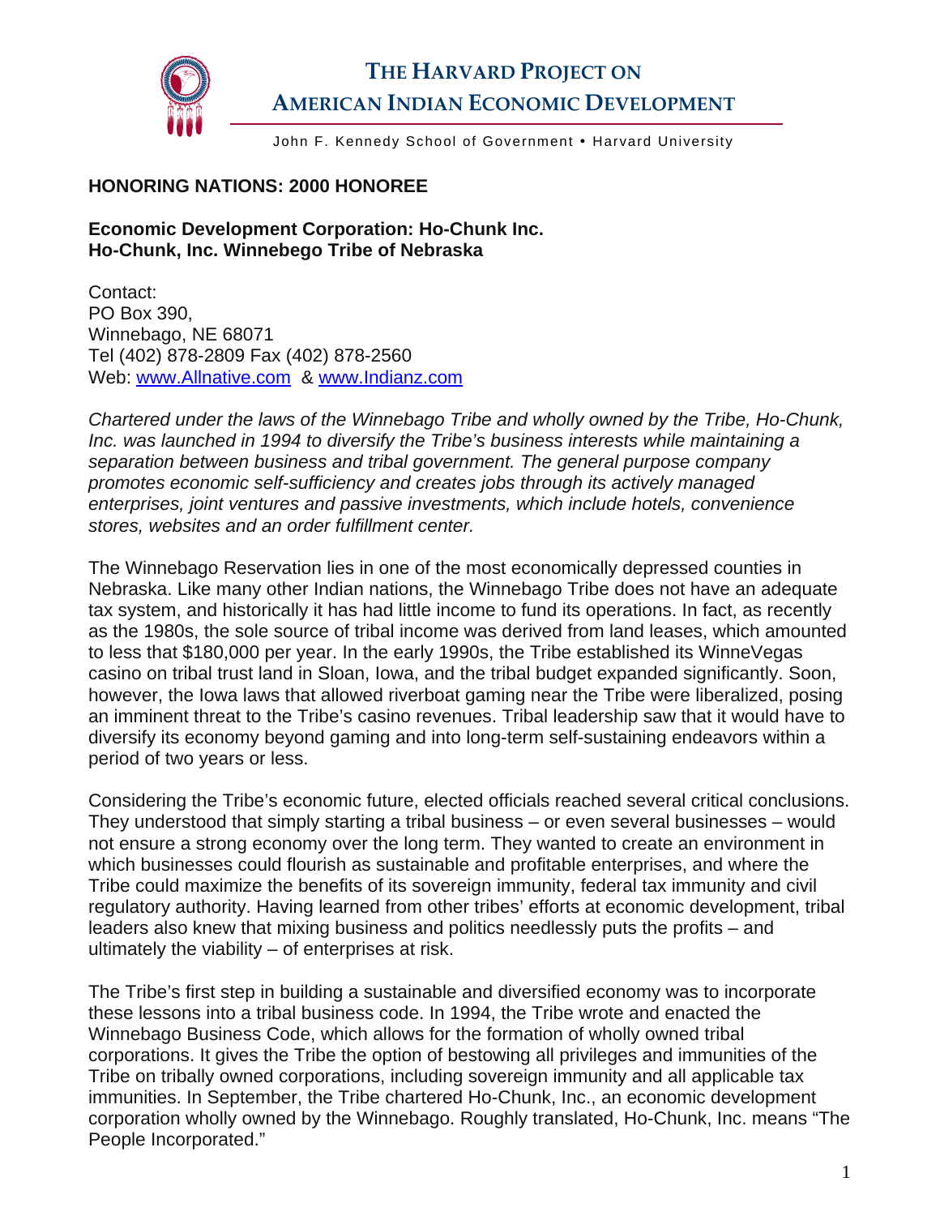# THE HARVARD PROJECT ON AMERICAN INDIAN ECONOMIC DEVELOPMENT

John F. Kennedy School of Government • Harvard University

**HONORING NATIONS: 2000 HONOREE**

**Economic Development Corporation: Ho-Chunk Inc.**
**Ho-Chunk, Inc. Winnebego Tribe of Nebraska**

Contact:
PO Box 390,
Winnebago, NE 68071
Tel (402) 878-2809 Fax (402) 878-2560
Web: www.Allnative.com & www.Indianz.com

*Chartered under the laws of the Winnebago Tribe and wholly owned by the Tribe, Ho-Chunk, Inc. was launched in 1994 to diversify the Tribe's business interests while maintaining a separation between business and tribal government. The general purpose company promotes economic self-sufficiency and creates jobs through its actively managed enterprises, joint ventures and passive investments, which include hotels, convenience stores, websites and an order fulfillment center.*

The Winnebago Reservation lies in one of the most economically depressed counties in Nebraska. Like many other Indian nations, the Winnebago Tribe does not have an adequate tax system, and historically it has had little income to fund its operations. In fact, as recently as the 1980s, the sole source of tribal income was derived from land leases, which amounted to less that $180,000 per year. In the early 1990s, the Tribe established its WinneVegas casino on tribal trust land in Sloan, Iowa, and the tribal budget expanded significantly. Soon, however, the Iowa laws that allowed riverboat gaming near the Tribe were liberalized, posing an imminent threat to the Tribe's casino revenues. Tribal leadership saw that it would have to diversify its economy beyond gaming and into long-term self-sustaining endeavors within a period of two years or less.

Considering the Tribe's economic future, elected officials reached several critical conclusions. They understood that simply starting a tribal business – or even several businesses – would not ensure a strong economy over the long term. They wanted to create an environment in which businesses could flourish as sustainable and profitable enterprises, and where the Tribe could maximize the benefits of its sovereign immunity, federal tax immunity and civil regulatory authority. Having learned from other tribes' efforts at economic development, tribal leaders also knew that mixing business and politics needlessly puts the profits – and ultimately the viability – of enterprises at risk.

The Tribe's first step in building a sustainable and diversified economy was to incorporate these lessons into a tribal business code. In 1994, the Tribe wrote and enacted the Winnebago Business Code, which allows for the formation of wholly owned tribal corporations. It gives the Tribe the option of bestowing all privileges and immunities of the Tribe on tribally owned corporations, including sovereign immunity and all applicable tax immunities. In September, the Tribe chartered Ho-Chunk, Inc., an economic development corporation wholly owned by the Winnebago. Roughly translated, Ho-Chunk, Inc. means "The People Incorporated."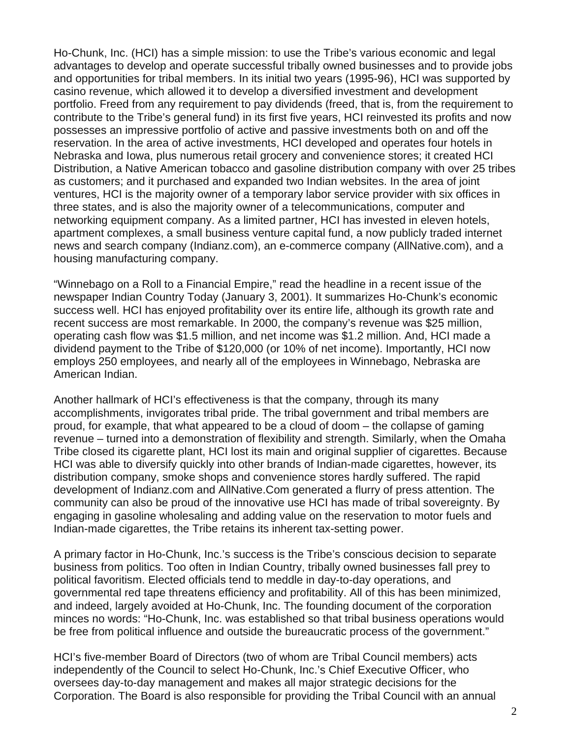Ho-Chunk, Inc. (HCI) has a simple mission: to use the Tribe's various economic and legal advantages to develop and operate successful tribally owned businesses and to provide jobs and opportunities for tribal members. In its initial two years (1995-96), HCI was supported by casino revenue, which allowed it to develop a diversified investment and development portfolio. Freed from any requirement to pay dividends (freed, that is, from the requirement to contribute to the Tribe's general fund) in its first five years, HCI reinvested its profits and now possesses an impressive portfolio of active and passive investments both on and off the reservation. In the area of active investments, HCI developed and operates four hotels in Nebraska and Iowa, plus numerous retail grocery and convenience stores; it created HCI Distribution, a Native American tobacco and gasoline distribution company with over 25 tribes as customers; and it purchased and expanded two Indian websites. In the area of joint ventures, HCI is the majority owner of a temporary labor service provider with six offices in three states, and is also the majority owner of a telecommunications, computer and networking equipment company. As a limited partner, HCI has invested in eleven hotels, apartment complexes, a small business venture capital fund, a now publicly traded internet news and search company (Indianz.com), an e-commerce company (AllNative.com), and a housing manufacturing company.

"Winnebago on a Roll to a Financial Empire," read the headline in a recent issue of the newspaper Indian Country Today (January 3, 2001). It summarizes Ho-Chunk's economic success well. HCI has enjoyed profitability over its entire life, although its growth rate and recent success are most remarkable. In 2000, the company's revenue was $25 million, operating cash flow was $1.5 million, and net income was $1.2 million. And, HCI made a dividend payment to the Tribe of $120,000 (or 10% of net income). Importantly, HCI now employs 250 employees, and nearly all of the employees in Winnebago, Nebraska are American Indian.

Another hallmark of HCI's effectiveness is that the company, through its many accomplishments, invigorates tribal pride. The tribal government and tribal members are proud, for example, that what appeared to be a cloud of doom – the collapse of gaming revenue – turned into a demonstration of flexibility and strength. Similarly, when the Omaha Tribe closed its cigarette plant, HCI lost its main and original supplier of cigarettes. Because HCI was able to diversify quickly into other brands of Indian-made cigarettes, however, its distribution company, smoke shops and convenience stores hardly suffered. The rapid development of Indianz.com and AllNative.Com generated a flurry of press attention. The community can also be proud of the innovative use HCI has made of tribal sovereignty. By engaging in gasoline wholesaling and adding value on the reservation to motor fuels and Indian-made cigarettes, the Tribe retains its inherent tax-setting power.

A primary factor in Ho-Chunk, Inc.'s success is the Tribe's conscious decision to separate business from politics. Too often in Indian Country, tribally owned businesses fall prey to political favoritism. Elected officials tend to meddle in day-to-day operations, and governmental red tape threatens efficiency and profitability. All of this has been minimized, and indeed, largely avoided at Ho-Chunk, Inc. The founding document of the corporation minces no words: "Ho-Chunk, Inc. was established so that tribal business operations would be free from political influence and outside the bureaucratic process of the government."

HCI's five-member Board of Directors (two of whom are Tribal Council members) acts independently of the Council to select Ho-Chunk, Inc.'s Chief Executive Officer, who oversees day-to-day management and makes all major strategic decisions for the Corporation. The Board is also responsible for providing the Tribal Council with an annual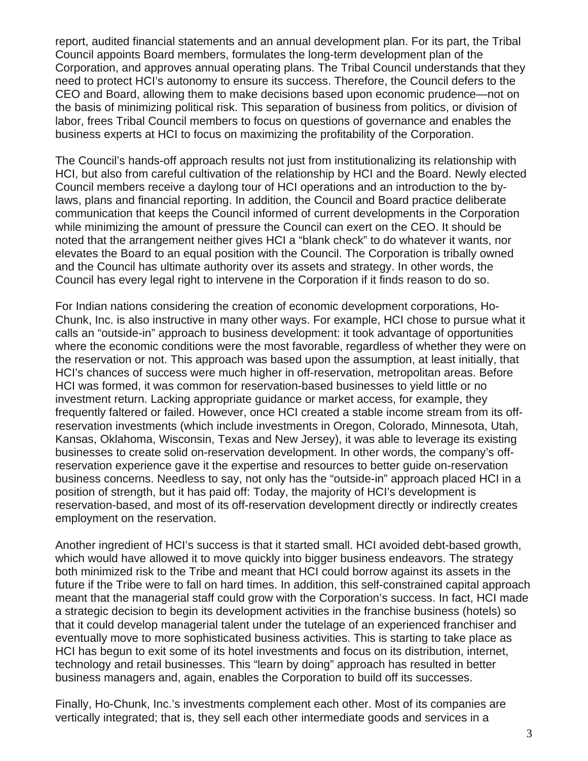report, audited financial statements and an annual development plan. For its part, the Tribal Council appoints Board members, formulates the long-term development plan of the Corporation, and approves annual operating plans. The Tribal Council understands that they need to protect HCI's autonomy to ensure its success. Therefore, the Council defers to the CEO and Board, allowing them to make decisions based upon economic prudence—not on the basis of minimizing political risk. This separation of business from politics, or division of labor, frees Tribal Council members to focus on questions of governance and enables the business experts at HCI to focus on maximizing the profitability of the Corporation.

The Council's hands-off approach results not just from institutionalizing its relationship with HCI, but also from careful cultivation of the relationship by HCI and the Board. Newly elected Council members receive a daylong tour of HCI operations and an introduction to the by-laws, plans and financial reporting. In addition, the Council and Board practice deliberate communication that keeps the Council informed of current developments in the Corporation while minimizing the amount of pressure the Council can exert on the CEO. It should be noted that the arrangement neither gives HCI a "blank check" to do whatever it wants, nor elevates the Board to an equal position with the Council. The Corporation is tribally owned and the Council has ultimate authority over its assets and strategy. In other words, the Council has every legal right to intervene in the Corporation if it finds reason to do so.

For Indian nations considering the creation of economic development corporations, Ho-Chunk, Inc. is also instructive in many other ways. For example, HCI chose to pursue what it calls an "outside-in" approach to business development: it took advantage of opportunities where the economic conditions were the most favorable, regardless of whether they were on the reservation or not. This approach was based upon the assumption, at least initially, that HCI's chances of success were much higher in off-reservation, metropolitan areas. Before HCI was formed, it was common for reservation-based businesses to yield little or no investment return. Lacking appropriate guidance or market access, for example, they frequently faltered or failed. However, once HCI created a stable income stream from its off-reservation investments (which include investments in Oregon, Colorado, Minnesota, Utah, Kansas, Oklahoma, Wisconsin, Texas and New Jersey), it was able to leverage its existing businesses to create solid on-reservation development. In other words, the company's off-reservation experience gave it the expertise and resources to better guide on-reservation business concerns. Needless to say, not only has the "outside-in" approach placed HCI in a position of strength, but it has paid off: Today, the majority of HCI's development is reservation-based, and most of its off-reservation development directly or indirectly creates employment on the reservation.

Another ingredient of HCI's success is that it started small. HCI avoided debt-based growth, which would have allowed it to move quickly into bigger business endeavors. The strategy both minimized risk to the Tribe and meant that HCI could borrow against its assets in the future if the Tribe were to fall on hard times. In addition, this self-constrained capital approach meant that the managerial staff could grow with the Corporation's success. In fact, HCI made a strategic decision to begin its development activities in the franchise business (hotels) so that it could develop managerial talent under the tutelage of an experienced franchiser and eventually move to more sophisticated business activities. This is starting to take place as HCI has begun to exit some of its hotel investments and focus on its distribution, internet, technology and retail businesses. This "learn by doing" approach has resulted in better business managers and, again, enables the Corporation to build off its successes.

Finally, Ho-Chunk, Inc.'s investments complement each other. Most of its companies are vertically integrated; that is, they sell each other intermediate goods and services in a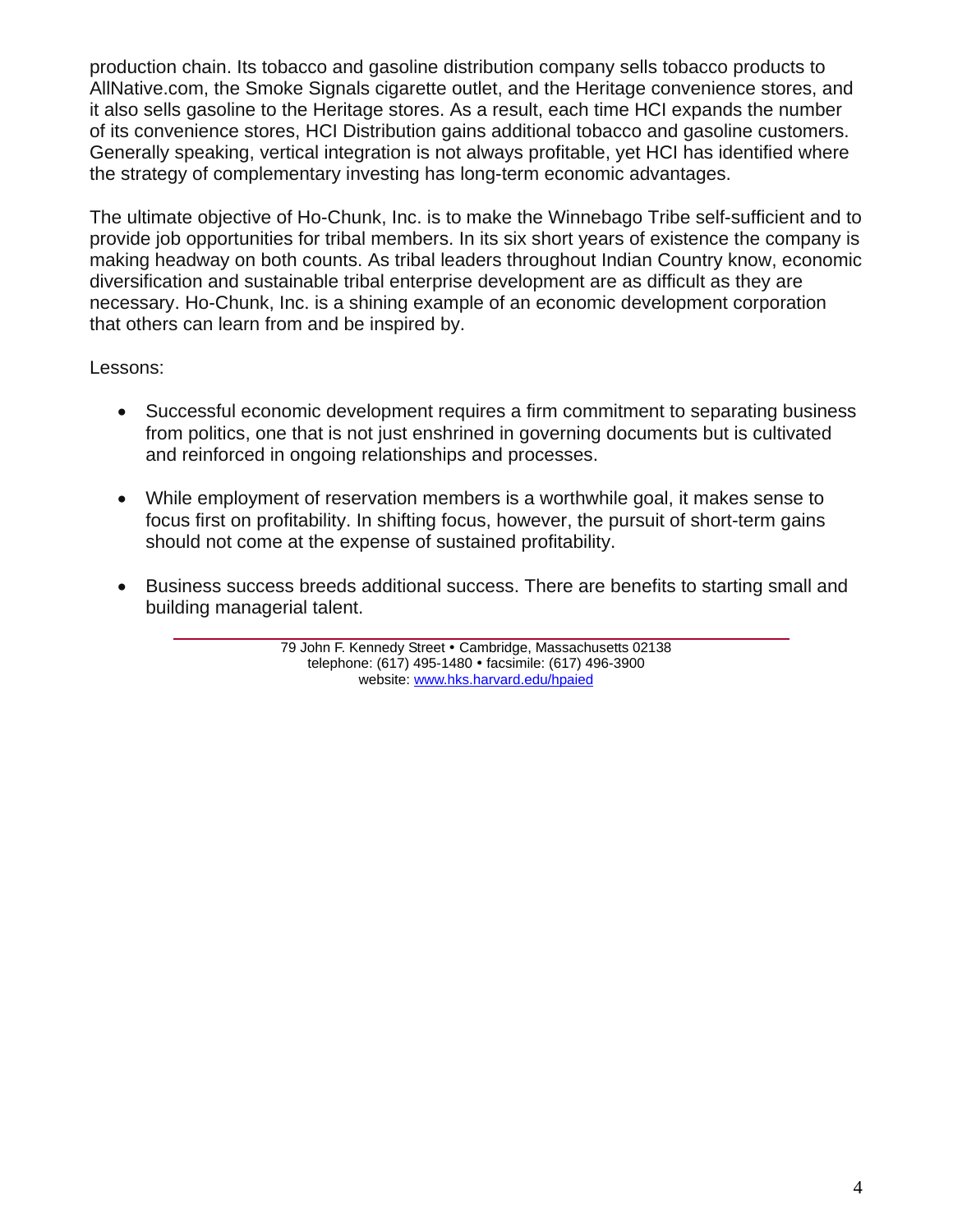production chain. Its tobacco and gasoline distribution company sells tobacco products to AllNative.com, the Smoke Signals cigarette outlet, and the Heritage convenience stores, and it also sells gasoline to the Heritage stores. As a result, each time HCI expands the number of its convenience stores, HCI Distribution gains additional tobacco and gasoline customers. Generally speaking, vertical integration is not always profitable, yet HCI has identified where the strategy of complementary investing has long-term economic advantages.

The ultimate objective of Ho-Chunk, Inc. is to make the Winnebago Tribe self-sufficient and to provide job opportunities for tribal members. In its six short years of existence the company is making headway on both counts. As tribal leaders throughout Indian Country know, economic diversification and sustainable tribal enterprise development are as difficult as they are necessary. Ho-Chunk, Inc. is a shining example of an economic development corporation that others can learn from and be inspired by.

Lessons:

- Successful economic development requires a firm commitment to separating business from politics, one that is not just enshrined in governing documents but is cultivated and reinforced in ongoing relationships and processes.

- While employment of reservation members is a worthwhile goal, it makes sense to focus first on profitability. In shifting focus, however, the pursuit of short-term gains should not come at the expense of sustained profitability.

- Business success breeds additional success. There are benefits to starting small and building managerial talent.

79 John F. Kennedy Street • Cambridge, Massachusetts 02138
telephone: (617) 495-1480 • facsimile: (617) 496-3900
website: [www.hks.harvard.edu/hpaied](http://www.hks.harvard.edu/hpaied)